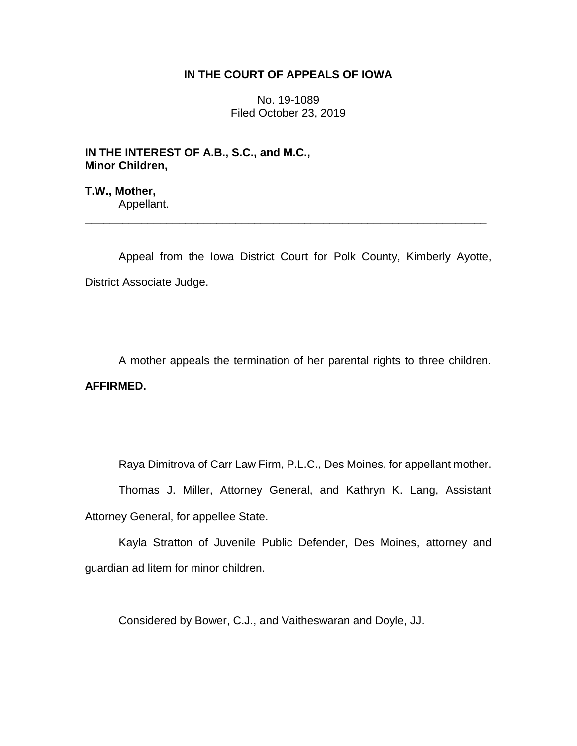**IN THE COURT OF APPEALS OF IOWA**

No. 19-1089
Filed October 23, 2019

**IN THE INTEREST OF A.B., S.C., and M.C.,**
**Minor Children,**

**T.W., Mother,**
Appellant.

---

Appeal from the Iowa District Court for Polk County, Kimberly Ayotte, District Associate Judge.

A mother appeals the termination of her parental rights to three children. **AFFIRMED.**

Raya Dimitrova of Carr Law Firm, P.L.C., Des Moines, for appellant mother.

Thomas J. Miller, Attorney General, and Kathryn K. Lang, Assistant Attorney General, for appellee State.

Kayla Stratton of Juvenile Public Defender, Des Moines, attorney and guardian ad litem for minor children.

Considered by Bower, C.J., and Vaitheswaran and Doyle, JJ.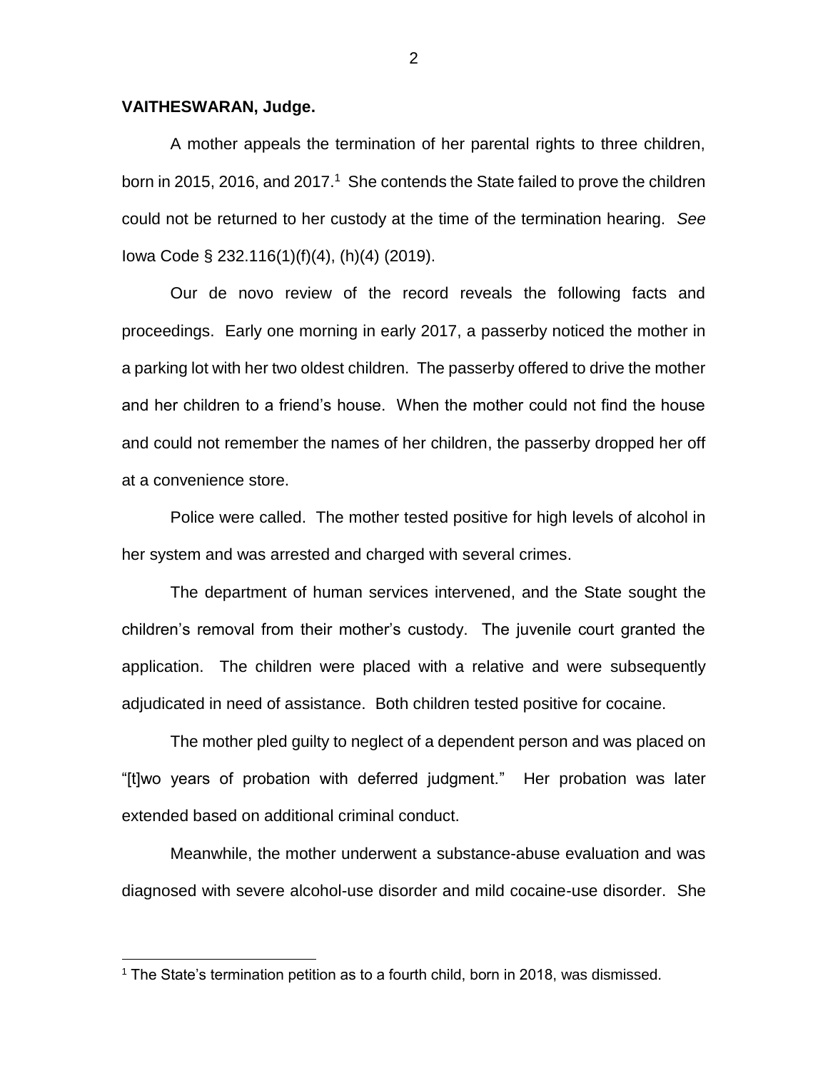**VAITHESWARAN, Judge.**

A mother appeals the termination of her parental rights to three children, born in 2015, 2016, and 2017.[1] She contends the State failed to prove the children could not be returned to her custody at the time of the termination hearing. *See* Iowa Code § 232.116(1)(f)(4), (h)(4) (2019).

Our de novo review of the record reveals the following facts and proceedings. Early one morning in early 2017, a passerby noticed the mother in a parking lot with her two oldest children. The passerby offered to drive the mother and her children to a friend's house. When the mother could not find the house and could not remember the names of her children, the passerby dropped her off at a convenience store.

Police were called. The mother tested positive for high levels of alcohol in her system and was arrested and charged with several crimes.

The department of human services intervened, and the State sought the children's removal from their mother's custody. The juvenile court granted the application. The children were placed with a relative and were subsequently adjudicated in need of assistance. Both children tested positive for cocaine.

The mother pled guilty to neglect of a dependent person and was placed on "[t]wo years of probation with deferred judgment." Her probation was later extended based on additional criminal conduct.

Meanwhile, the mother underwent a substance-abuse evaluation and was diagnosed with severe alcohol-use disorder and mild cocaine-use disorder. She

[1] The State's termination petition as to a fourth child, born in 2018, was dismissed.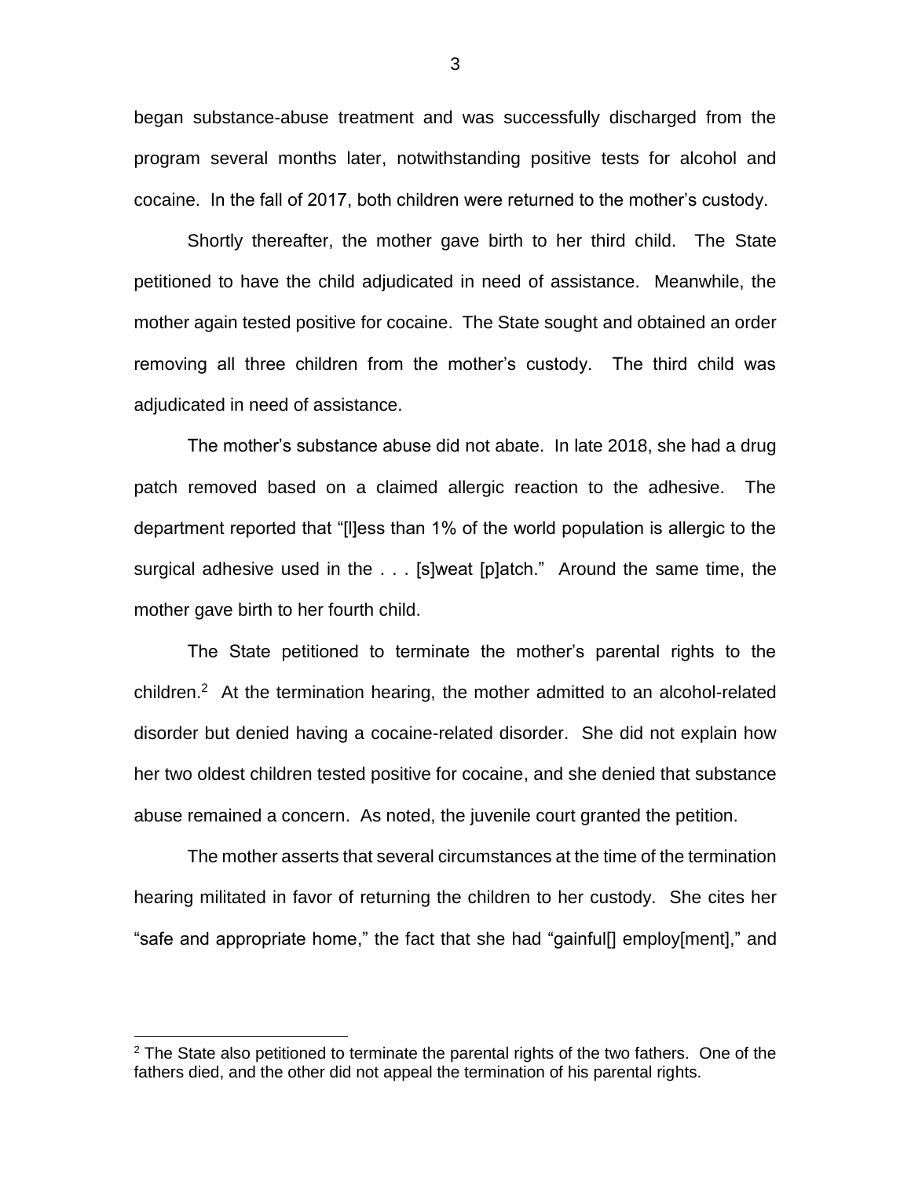began substance-abuse treatment and was successfully discharged from the program several months later, notwithstanding positive tests for alcohol and cocaine. In the fall of 2017, both children were returned to the mother's custody.

Shortly thereafter, the mother gave birth to her third child. The State petitioned to have the child adjudicated in need of assistance. Meanwhile, the mother again tested positive for cocaine. The State sought and obtained an order removing all three children from the mother's custody. The third child was adjudicated in need of assistance.

The mother's substance abuse did not abate. In late 2018, she had a drug patch removed based on a claimed allergic reaction to the adhesive. The department reported that "[l]ess than 1% of the world population is allergic to the surgical adhesive used in the . . . [s]weat [p]atch." Around the same time, the mother gave birth to her fourth child.

The State petitioned to terminate the mother's parental rights to the children.[2] At the termination hearing, the mother admitted to an alcohol-related disorder but denied having a cocaine-related disorder. She did not explain how her two oldest children tested positive for cocaine, and she denied that substance abuse remained a concern. As noted, the juvenile court granted the petition.

The mother asserts that several circumstances at the time of the termination hearing militated in favor of returning the children to her custody. She cites her "safe and appropriate home," the fact that she had "gainful[] employ[ment]," and

[2] The State also petitioned to terminate the parental rights of the two fathers. One of the fathers died, and the other did not appeal the termination of his parental rights.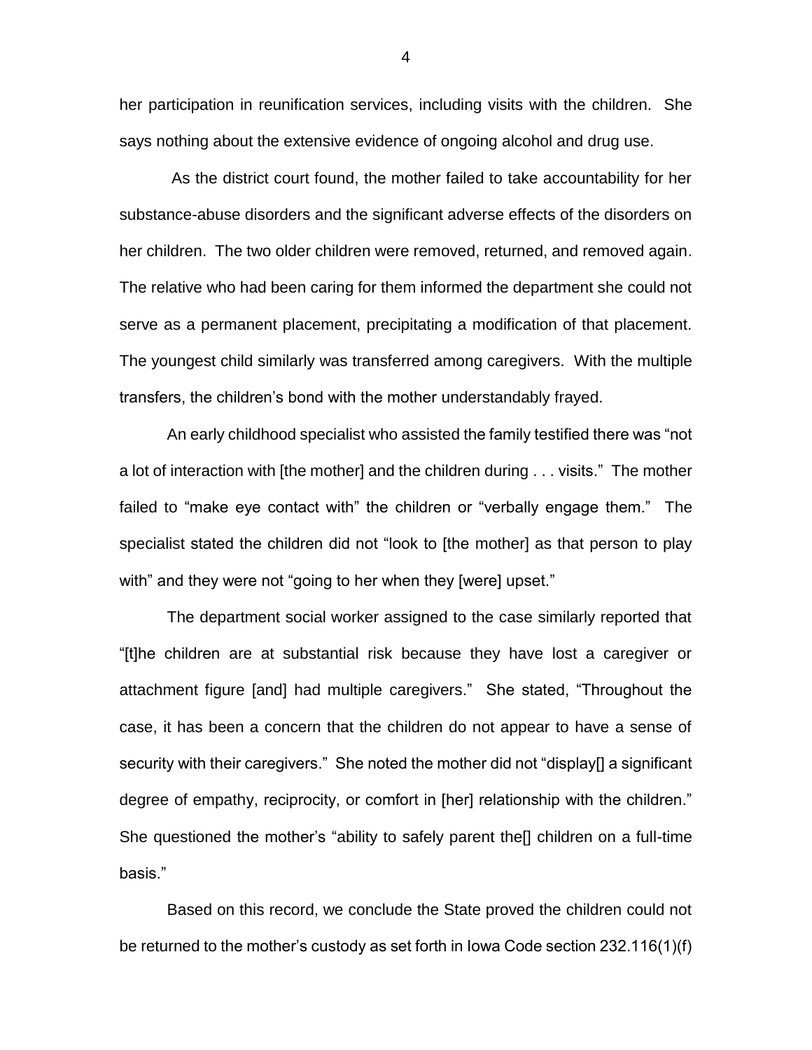her participation in reunification services, including visits with the children. She says nothing about the extensive evidence of ongoing alcohol and drug use.

As the district court found, the mother failed to take accountability for her substance-abuse disorders and the significant adverse effects of the disorders on her children. The two older children were removed, returned, and removed again. The relative who had been caring for them informed the department she could not serve as a permanent placement, precipitating a modification of that placement. The youngest child similarly was transferred among caregivers. With the multiple transfers, the children's bond with the mother understandably frayed.

An early childhood specialist who assisted the family testified there was "not a lot of interaction with [the mother] and the children during . . . visits." The mother failed to "make eye contact with" the children or "verbally engage them." The specialist stated the children did not "look to [the mother] as that person to play with" and they were not "going to her when they [were] upset."

The department social worker assigned to the case similarly reported that "[t]he children are at substantial risk because they have lost a caregiver or attachment figure [and] had multiple caregivers." She stated, "Throughout the case, it has been a concern that the children do not appear to have a sense of security with their caregivers." She noted the mother did not "display[] a significant degree of empathy, reciprocity, or comfort in [her] relationship with the children." She questioned the mother's "ability to safely parent the[] children on a full-time basis."

Based on this record, we conclude the State proved the children could not be returned to the mother's custody as set forth in Iowa Code section 232.116(1)(f)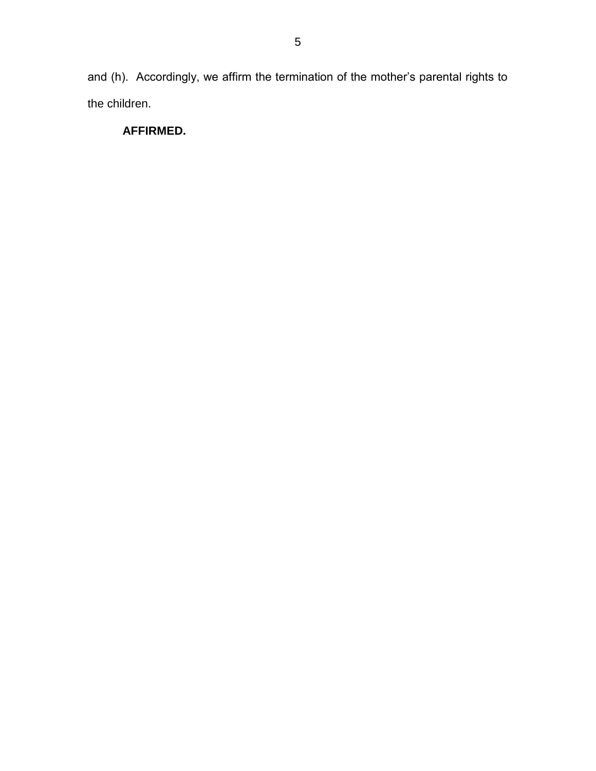and (h). Accordingly, we affirm the termination of the mother's parental rights to the children.

**AFFIRMED.**